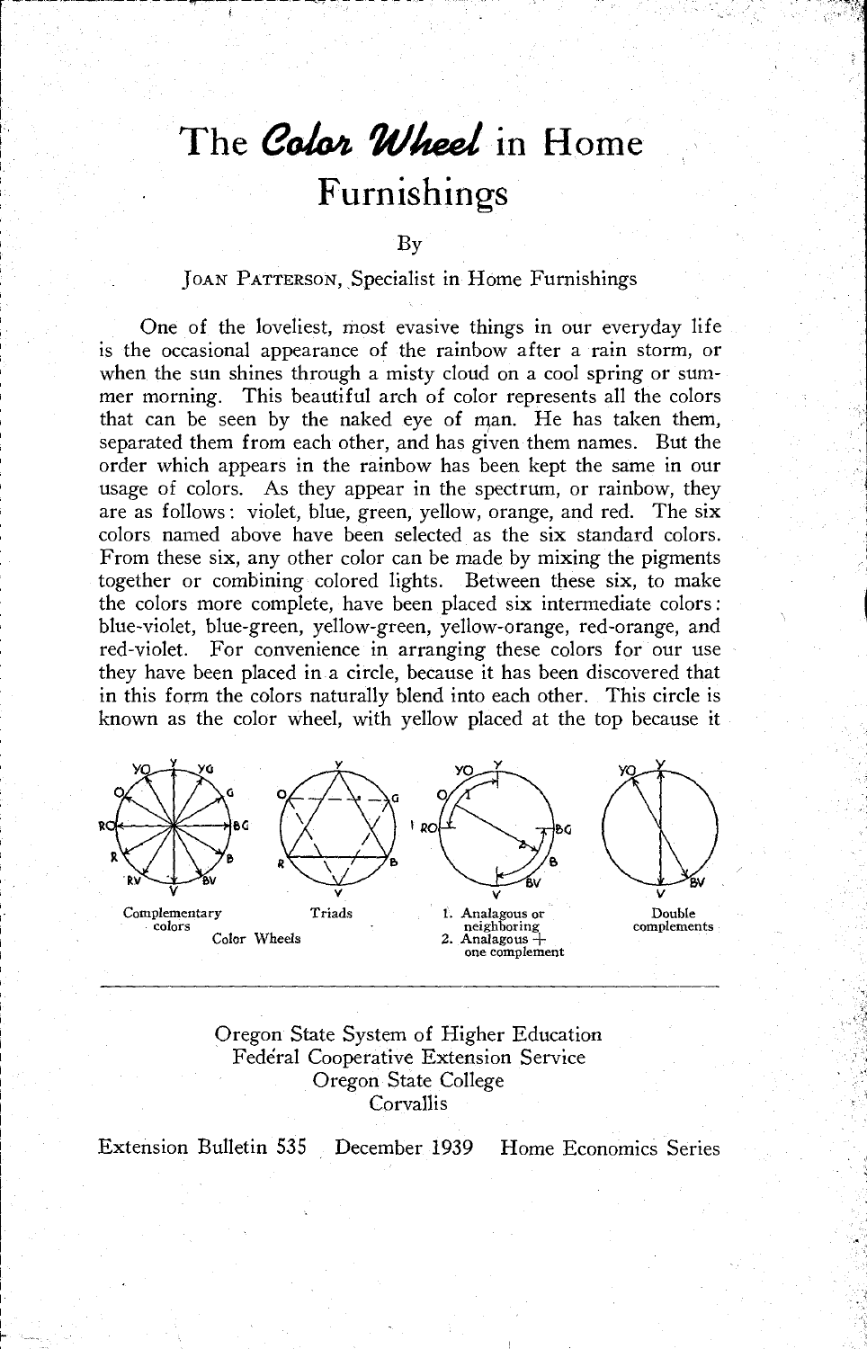# The *Color Wheel* in Home Furnishings

By

JOAN PATTERSON, Specialist in Home Furnishings

One of the loveliest, most evasive things in our everyday life is the occasional appearance of the rainbow after a rain storm, or when the sun shines through a misty cloud on a cool spring or summer morning. This beautiful arch of color represents all the colors that can be seen by the naked eye of man. He has taken them, separated them from each other, and has given them names. But the order which appears in the rainbow has been kept the same in our usage of colors. As they appear in the spectrum, or rainbow, they are as follows: violet, blue, green, yellow, orange, and red. The six colors named above have been selected as the six standard colors. From these six, any other color can be made by mixing the pigments together or combining colored lights. Between these six, to make the colors more complete, have been placed six intermediate colors: blue-violet, blue-green, yellow-green, yellow-orange, red-orange, and red-violet. For convenience in arranging these colors for our use they have been placed in a circle, because it has been discovered that in this form the colors naturally blend into each other. This circle is known as the color wheel, with yellow placed at the top because it

Complementary colors — Triads — 1. Analagous or neighboring 2. Analagous + one complement — Double complements

Color Wheels

Oregon State System of Higher Education
Federal Cooperative Extension Service
Oregon State College
Corvallis

Extension Bulletin 535 December 1939 Home Economics Series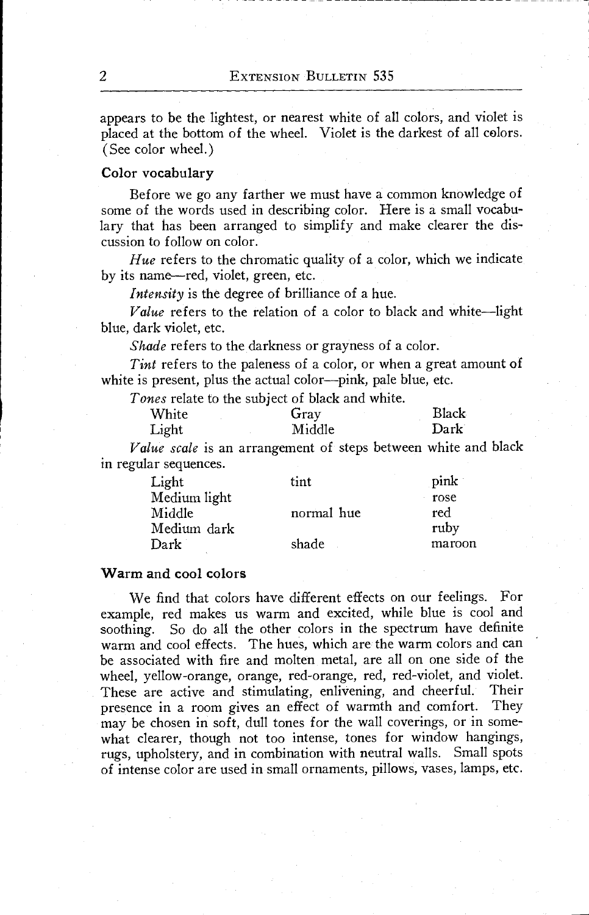appears to be the lightest, or nearest white of all colors, and violet is placed at the bottom of the wheel. Violet is the darkest of all colors. (See color wheel.)

### Color vocabulary

Before we go any farther we must have a common knowledge of some of the words used in describing color. Here is a small vocabulary that has been arranged to simplify and make clearer the discussion to follow on color.

*Hue* refers to the chromatic quality of a color, which we indicate by its name—red, violet, green, etc.

*Intensity* is the degree of brilliance of a hue.

*Value* refers to the relation of a color to black and white—light blue, dark violet, etc.

*Shade* refers to the darkness or grayness of a color.

*Tint* refers to the paleness of a color, or when a great amount of white is present, plus the actual color—pink, pale blue, etc.

*Tones* relate to the subject of black and white.

| | | |
|---|---|---|
| White | Gray | Black |
| Light | Middle | Dark |

*Value scale* is an arrangement of steps between white and black in regular sequences.

| | | |
|---|---|---|
| Light | tint | pink |
| Medium light | | rose |
| Middle | normal hue | red |
| Medium dark | | ruby |
| Dark | shade | maroon |

### Warm and cool colors

We find that colors have different effects on our feelings. For example, red makes us warm and excited, while blue is cool and soothing. So do all the other colors in the spectrum have definite warm and cool effects. The hues, which are the warm colors and can be associated with fire and molten metal, are all on one side of the wheel, yellow-orange, orange, red-orange, red, red-violet, and violet. These are active and stimulating, enlivening, and cheerful. Their presence in a room gives an effect of warmth and comfort. They may be chosen in soft, dull tones for the wall coverings, or in somewhat clearer, though not too intense, tones for window hangings, rugs, upholstery, and in combination with neutral walls. Small spots of intense color are used in small ornaments, pillows, vases, lamps, etc.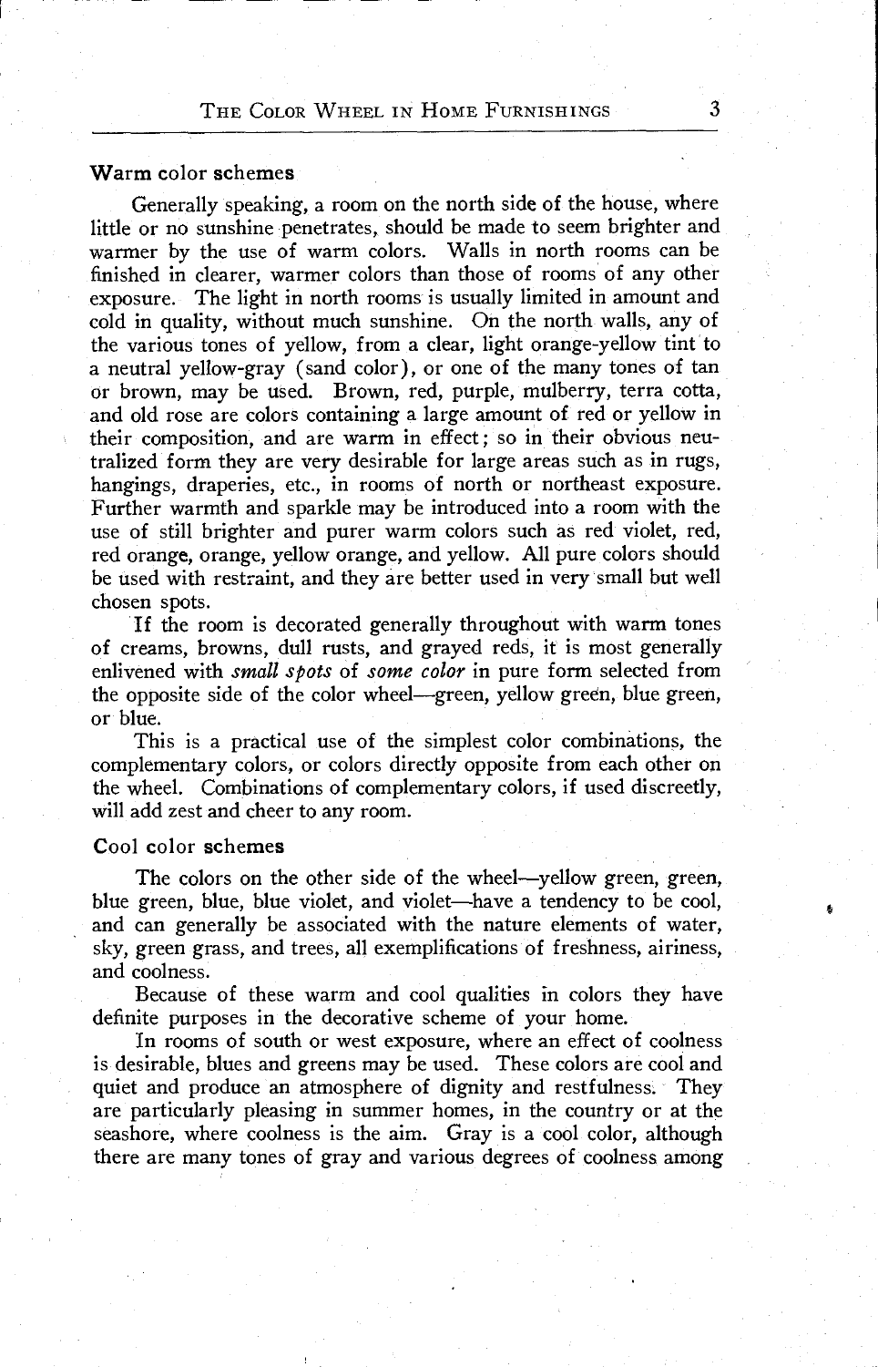### Warm color schemes

Generally speaking, a room on the north side of the house, where little or no sunshine penetrates, should be made to seem brighter and warmer by the use of warm colors. Walls in north rooms can be finished in clearer, warmer colors than those of rooms of any other exposure. The light in north rooms is usually limited in amount and cold in quality, without much sunshine. On the north walls, any of the various tones of yellow, from a clear, light orange-yellow tint to a neutral yellow-gray (sand color), or one of the many tones of tan or brown, may be used. Brown, red, purple, mulberry, terra cotta, and old rose are colors containing a large amount of red or yellow in their composition, and are warm in effect; so in their obvious neutralized form they are very desirable for large areas such as in rugs, hangings, draperies, etc., in rooms of north or northeast exposure. Further warmth and sparkle may be introduced into a room with the use of still brighter and purer warm colors such as red violet, red, red orange, orange, yellow orange, and yellow. All pure colors should be used with restraint, and they are better used in very small but well chosen spots.

If the room is decorated generally throughout with warm tones of creams, browns, dull rusts, and grayed reds, it is most generally enlivened with *small spots* of *some color* in pure form selected from the opposite side of the color wheel—green, yellow green, blue green, or blue.

This is a practical use of the simplest color combinations, the complementary colors, or colors directly opposite from each other on the wheel. Combinations of complementary colors, if used discreetly, will add zest and cheer to any room.

### Cool color schemes

The colors on the other side of the wheel—yellow green, green, blue green, blue, blue violet, and violet—have a tendency to be cool, and can generally be associated with the nature elements of water, sky, green grass, and trees, all exemplifications of freshness, airiness, and coolness.

Because of these warm and cool qualities in colors they have definite purposes in the decorative scheme of your home.

In rooms of south or west exposure, where an effect of coolness is desirable, blues and greens may be used. These colors are cool and quiet and produce an atmosphere of dignity and restfulness. They are particularly pleasing in summer homes, in the country or at the seashore, where coolness is the aim. Gray is a cool color, although there are many tones of gray and various degrees of coolness among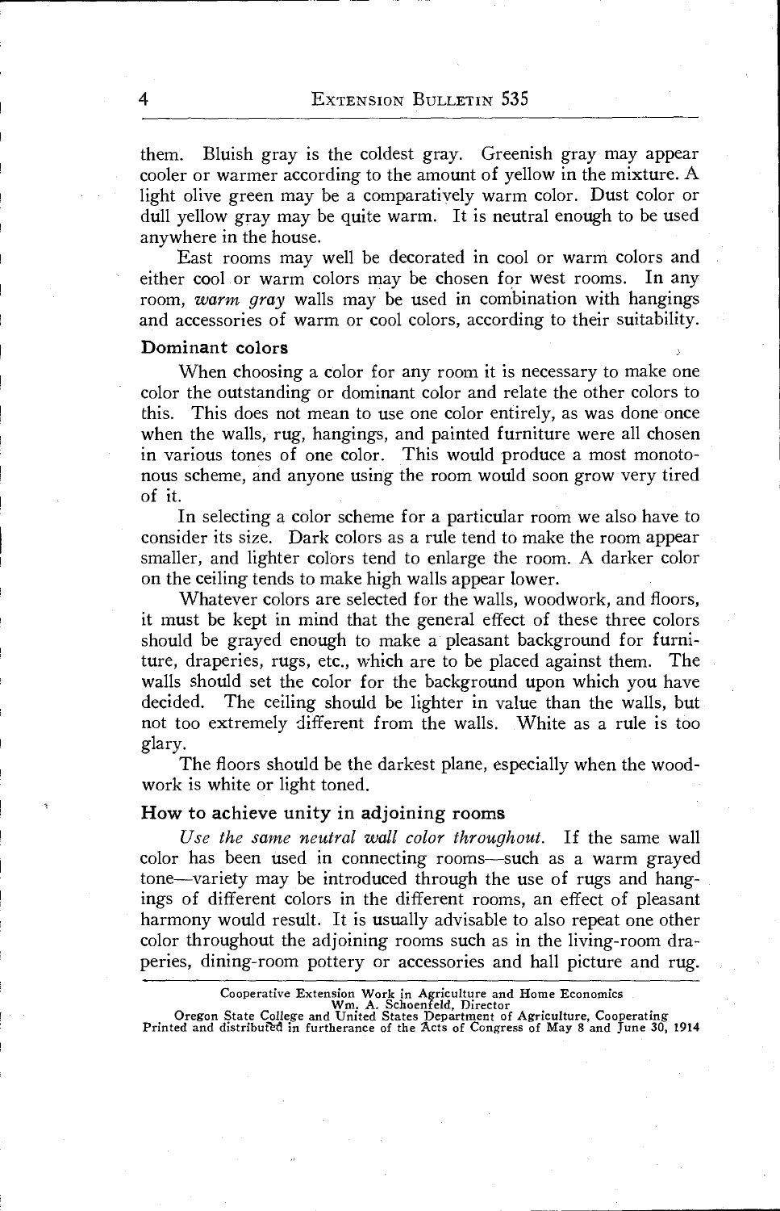them. Bluish gray is the coldest gray. Greenish gray may appear cooler or warmer according to the amount of yellow in the mixture. A light olive green may be a comparatively warm color. Dust color or dull yellow gray may be quite warm. It is neutral enough to be used anywhere in the house.

East rooms may well be decorated in cool or warm colors and either cool or warm colors may be chosen for west rooms. In any room, *warm gray* walls may be used in combination with hangings and accessories of warm or cool colors, according to their suitability.

### Dominant colors

When choosing a color for any room it is necessary to make one color the outstanding or dominant color and relate the other colors to this. This does not mean to use one color entirely, as was done once when the walls, rug, hangings, and painted furniture were all chosen in various tones of one color. This would produce a most monotonous scheme, and anyone using the room would soon grow very tired of it.

In selecting a color scheme for a particular room we also have to consider its size. Dark colors as a rule tend to make the room appear smaller, and lighter colors tend to enlarge the room. A darker color on the ceiling tends to make high walls appear lower.

Whatever colors are selected for the walls, woodwork, and floors, it must be kept in mind that the general effect of these three colors should be grayed enough to make a pleasant background for furniture, draperies, rugs, etc., which are to be placed against them. The walls should set the color for the background upon which you have decided. The ceiling should be lighter in value than the walls, but not too extremely different from the walls. White as a rule is too glary.

The floors should be the darkest plane, especially when the woodwork is white or light toned.

### How to achieve unity in adjoining rooms

*Use the same neutral wall color throughout.* If the same wall color has been used in connecting rooms—such as a warm grayed tone—variety may be introduced through the use of rugs and hangings of different colors in the different rooms, an effect of pleasant harmony would result. It is usually advisable to also repeat one other color throughout the adjoining rooms such as in the living-room draperies, dining-room pottery or accessories and hall picture and rug.

Cooperative Extension Work in Agriculture and Home Economics
Wm. A. Schoenfeld, Director
Oregon State College and United States Department of Agriculture, Cooperating
Printed and distributed in furtherance of the Acts of Congress of May 8 and June 30, 1914